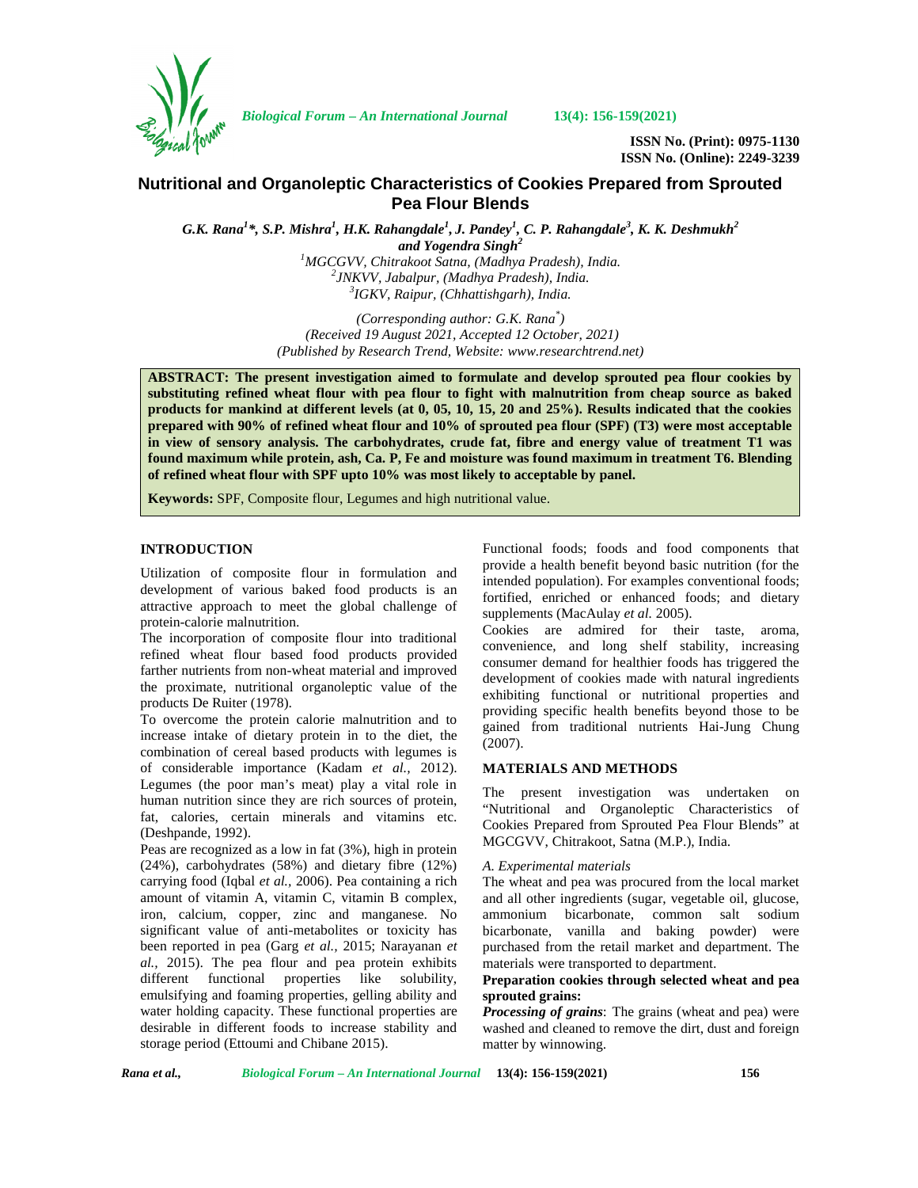ISSN No. (Print): 0975-1130
ISSN No. (Online): 2249-3239

# Nutritional and Organoleptic Characteristics of Cookies Prepared from Sprouted Pea Flour Blends

*G.K. Rana[1]\*, S.P. Mishra[1], H.K. Rahangdale[1], J. Pandey[1], C. P. Rahangdale[3], K. K. Deshmukh[2] and Yogendra Singh[2]*

[1]*MGCGVV, Chitrakoot Satna, (Madhya Pradesh), India.*
[2]*JNKVV, Jabalpur, (Madhya Pradesh), India.*
[3]*IGKV, Raipur, (Chhattishgarh), India.*

*(Corresponding author: G.K. Rana\*)*
*(Received 19 August 2021, Accepted 12 October, 2021)*
*(Published by Research Trend, Website: www.researchtrend.net)*

**ABSTRACT: The present investigation aimed to formulate and develop sprouted pea flour cookies by substituting refined wheat flour with pea flour to fight with malnutrition from cheap source as baked products for mankind at different levels (at 0, 05, 10, 15, 20 and 25%). Results indicated that the cookies prepared with 90% of refined wheat flour and 10% of sprouted pea flour (SPF) (T3) were most acceptable in view of sensory analysis. The carbohydrates, crude fat, fibre and energy value of treatment T1 was found maximum while protein, ash, Ca. P, Fe and moisture was found maximum in treatment T6. Blending of refined wheat flour with SPF upto 10% was most likely to acceptable by panel.**

**Keywords:** SPF, Composite flour, Legumes and high nutritional value.

## INTRODUCTION

Utilization of composite flour in formulation and development of various baked food products is an attractive approach to meet the global challenge of protein-calorie malnutrition.

The incorporation of composite flour into traditional refined wheat flour based food products provided farther nutrients from non-wheat material and improved the proximate, nutritional organoleptic value of the products De Ruiter (1978).

To overcome the protein calorie malnutrition and to increase intake of dietary protein in to the diet, the combination of cereal based products with legumes is of considerable importance (Kadam *et al.,* 2012). Legumes (the poor man's meat) play a vital role in human nutrition since they are rich sources of protein, fat, calories, certain minerals and vitamins etc. (Deshpande, 1992).

Peas are recognized as a low in fat (3%), high in protein (24%), carbohydrates (58%) and dietary fibre (12%) carrying food (Iqbal *et al.,* 2006). Pea containing a rich amount of vitamin A, vitamin C, vitamin B complex, iron, calcium, copper, zinc and manganese. No significant value of anti-metabolites or toxicity has been reported in pea (Garg *et al.,* 2015; Narayanan *et al.,* 2015). The pea flour and pea protein exhibits different functional properties like solubility, emulsifying and foaming properties, gelling ability and water holding capacity. These functional properties are desirable in different foods to increase stability and storage period (Ettoumi and Chibane 2015).

Functional foods; foods and food components that provide a health benefit beyond basic nutrition (for the intended population). For examples conventional foods; fortified, enriched or enhanced foods; and dietary supplements (MacAulay *et al.* 2005).

Cookies are admired for their taste, aroma, convenience, and long shelf stability, increasing consumer demand for healthier foods has triggered the development of cookies made with natural ingredients exhibiting functional or nutritional properties and providing specific health benefits beyond those to be gained from traditional nutrients Hai-Jung Chung (2007).

## MATERIALS AND METHODS

The present investigation was undertaken on "Nutritional and Organoleptic Characteristics of Cookies Prepared from Sprouted Pea Flour Blends" at MGCGVV, Chitrakoot, Satna (M.P.), India.

### *A. Experimental materials*

The wheat and pea was procured from the local market and all other ingredients (sugar, vegetable oil, glucose, ammonium bicarbonate, common salt sodium bicarbonate, vanilla and baking powder) were purchased from the retail market and department. The materials were transported to department.

**Preparation cookies through selected wheat and pea sprouted grains:**

***Processing of grains***: The grains (wheat and pea) were washed and cleaned to remove the dirt, dust and foreign matter by winnowing.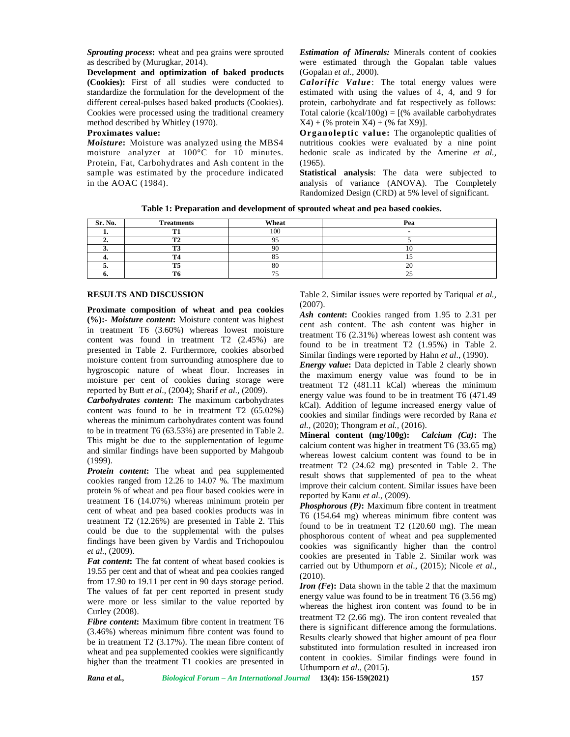*Sprouting process***:** wheat and pea grains were sprouted as described by (Murugkar, 2014).

**Development and optimization of baked products (Cookies):** First of all studies were conducted to standardize the formulation for the development of the different cereal-pulses based baked products (Cookies). Cookies were processed using the traditional creamery method described by Whitley (1970).

**Proximates value:**

*Moisture***:** Moisture was analyzed using the MBS4 moisture analyzer at 100°C for 10 minutes. Protein, Fat, Carbohydrates and Ash content in the sample was estimated by the procedure indicated in the AOAC (1984).

*Estimation of Minerals:* Minerals content of cookies were estimated through the Gopalan table values (Gopalan *et al.,* 2000).

*Calorific Value*: The total energy values were estimated with using the values of 4, 4, and 9 for protein, carbohydrate and fat respectively as follows: Total calorie (kcal/100g) = [(% available carbohydrates X4) + (% protein X4) + (% fat X9)].

**Organoleptic value:** The organoleptic qualities of nutritious cookies were evaluated by a nine point hedonic scale as indicated by the Amerine *et al.,* (1965).

**Statistical analysis**: The data were subjected to analysis of variance (ANOVA). The Completely Randomized Design (CRD) at 5% level of significant.

**Table 1: Preparation and development of sprouted wheat and pea based cookies.**

| Sr. No. | Treatments | Wheat | Pea |
|---|---|---|---|
| 1. | T1 | 100 | - |
| 2. | T2 | 95 | 5 |
| 3. | T3 | 90 | 10 |
| 4. | T4 | 85 | 15 |
| 5. | T5 | 80 | 20 |
| 6. | T6 | 75 | 25 |

## RESULTS AND DISCUSSION

**Proximate composition of wheat and pea cookies (%):-** *Moisture content***:** Moisture content was highest in treatment T6 (3.60%) whereas lowest moisture content was found in treatment T2 (2.45%) are presented in Table 2. Furthermore, cookies absorbed moisture content from surrounding atmosphere due to hygroscopic nature of wheat flour. Increases in moisture per cent of cookies during storage were reported by Butt *et al*., (2004); Sharif *et al*., (2009).

*Carbohydrates content***:** The maximum carbohydrates content was found to be in treatment T2 (65.02%) whereas the minimum carbohydrates content was found to be in treatment T6 (63.53%) are presented in Table 2. This might be due to the supplementation of legume and similar findings have been supported by Mahgoub (1999).

*Protein content***:** The wheat and pea supplemented cookies ranged from 12.26 to 14.07 %. The maximum protein % of wheat and pea flour based cookies were in treatment T6 (14.07%) whereas minimum protein per cent of wheat and pea based cookies products was in treatment T2 (12.26%) are presented in Table 2. This could be due to the supplemental with the pulses findings have been given by Vardis and Trichopoulou *et al.,* (2009).

*Fat content***:** The fat content of wheat based cookies is 19.55 per cent and that of wheat and pea cookies ranged from 17.90 to 19.11 per cent in 90 days storage period. The values of fat per cent reported in present study were more or less similar to the value reported by Curley (2008).

*Fibre content***:** Maximum fibre content in treatment T6 (3.46%) whereas minimum fibre content was found to be in treatment T2 (3.17%). The mean fibre content of wheat and pea supplemented cookies were significantly higher than the treatment T1 cookies are presented in Table 2. Similar issues were reported by Tariqual *et al.,* (2007).

*Ash content***:** Cookies ranged from 1.95 to 2.31 per cent ash content. The ash content was higher in treatment T6 (2.31%) whereas lowest ash content was found to be in treatment T2 (1.95%) in Table 2. Similar findings were reported by Hahn *et al*., (1990).

*Energy value***:** Data depicted in Table 2 clearly shown the maximum energy value was found to be in treatment T2 (481.11 kCal) whereas the minimum energy value was found to be in treatment T6 (471.49 kCal). Addition of legume increased energy value of cookies and similar findings were recorded by Rana *et al.,* (2020); Thongram *et al.,* (2016).

**Mineral content (mg/100g):** *Calcium (Ca)***:** The calcium content was higher in treatment T6 (33.65 mg) whereas lowest calcium content was found to be in treatment T2 (24.62 mg) presented in Table 2. The result shows that supplemented of pea to the wheat improve their calcium content. Similar issues have been reported by Kanu *et al.,* (2009).

*Phosphorous (P)***:** Maximum fibre content in treatment T6 (154.64 mg) whereas minimum fibre content was found to be in treatment T2 (120.60 mg). The mean phosphorous content of wheat and pea supplemented cookies was significantly higher than the control cookies are presented in Table 2. Similar work was carried out by Uthumporn *et al*., (2015); Nicole *et al*., (2010).

*Iron (Fe)***:** Data shown in the table 2 that the maximum energy value was found to be in treatment T6 (3.56 mg) whereas the highest iron content was found to be in treatment T2 (2.66 mg). The iron content revealed that there is significant difference among the formulations. Results clearly showed that higher amount of pea flour substituted into formulation resulted in increased iron content in cookies. Similar findings were found in Uthumporn *et al*., (2015).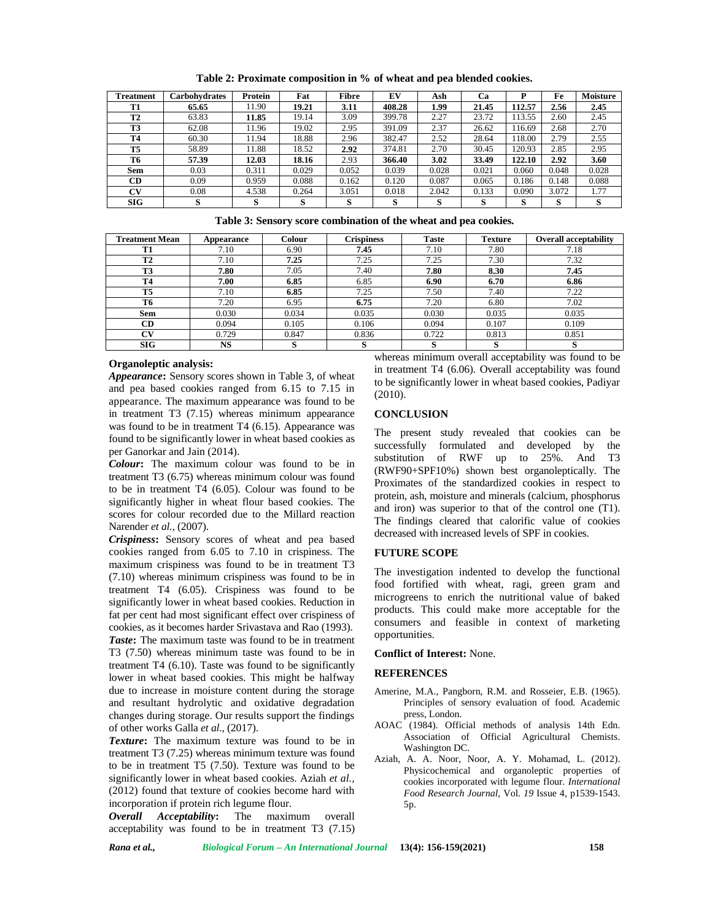**Table 2: Proximate composition in % of wheat and pea blended cookies.**

| Treatment | Carbohydrates | Protein | Fat | Fibre | EV | Ash | Ca | P | Fe | Moisture |
|---|---|---|---|---|---|---|---|---|---|---|
| **T1** | **65.65** | 11.90 | **19.21** | **3.11** | **408.28** | **1.99** | **21.45** | **112.57** | **2.56** | **2.45** |
| **T2** | 63.83 | **11.85** | 19.14 | 3.09 | 399.78 | 2.27 | 23.72 | 113.55 | 2.60 | 2.45 |
| **T3** | 62.08 | 11.96 | 19.02 | 2.95 | 391.09 | 2.37 | 26.62 | 116.69 | 2.68 | 2.70 |
| **T4** | 60.30 | 11.94 | 18.88 | 2.96 | 382.47 | 2.52 | 28.64 | 118.00 | 2.79 | 2.55 |
| **T5** | 58.89 | 11.88 | 18.52 | **2.92** | 374.81 | 2.70 | 30.45 | 120.93 | 2.85 | 2.95 |
| **T6** | **57.39** | **12.03** | **18.16** | 2.93 | **366.40** | **3.02** | **33.49** | **122.10** | **2.92** | **3.60** |
| **Sem** | 0.03 | 0.311 | 0.029 | 0.052 | 0.039 | 0.028 | 0.021 | 0.060 | 0.048 | 0.028 |
| **CD** | 0.09 | 0.959 | 0.088 | 0.162 | 0.120 | 0.087 | 0.065 | 0.186 | 0.148 | 0.088 |
| **CV** | 0.08 | 4.538 | 0.264 | 3.051 | 0.018 | 2.042 | 0.133 | 0.090 | 3.072 | 1.77 |
| **SIG** | **S** | **S** | **S** | **S** | **S** | **S** | **S** | **S** | **S** | **S** |

**Table 3: Sensory score combination of the wheat and pea cookies.**

| Treatment Mean | Appearance | Colour | Crispiness | Taste | Texture | Overall acceptability |
|---|---|---|---|---|---|---|
| **T1** | 7.10 | 6.90 | **7.45** | 7.10 | 7.80 | 7.18 |
| **T2** | 7.10 | **7.25** | 7.25 | 7.25 | 7.30 | 7.32 |
| **T3** | **7.80** | 7.05 | 7.40 | **7.80** | **8.30** | **7.45** |
| **T4** | **7.00** | **6.85** | 6.85 | **6.90** | **6.70** | **6.86** |
| **T5** | 7.10 | **6.85** | 7.25 | 7.50 | 7.40 | 7.22 |
| **T6** | 7.20 | 6.95 | **6.75** | 7.20 | 6.80 | 7.02 |
| **Sem** | 0.030 | 0.034 | 0.035 | 0.030 | 0.035 | 0.035 |
| **CD** | 0.094 | 0.105 | 0.106 | 0.094 | 0.107 | 0.109 |
| **CV** | 0.729 | 0.847 | 0.836 | 0.722 | 0.813 | 0.851 |
| **SIG** | **NS** | **S** | **S** | **S** | **S** | **S** |

**Organoleptic analysis:**

***Appearance*:** Sensory scores shown in Table 3, of wheat and pea based cookies ranged from 6.15 to 7.15 in appearance. The maximum appearance was found to be in treatment T3 (7.15) whereas minimum appearance was found to be in treatment T4 (6.15). Appearance was found to be significantly lower in wheat based cookies as per Ganorkar and Jain (2014).

***Colour*:** The maximum colour was found to be in treatment T3 (6.75) whereas minimum colour was found to be in treatment T4 (6.05). Colour was found to be significantly higher in wheat flour based cookies. The scores for colour recorded due to the Millard reaction Narender *et al.,* (2007).

***Crispiness*:** Sensory scores of wheat and pea based cookies ranged from 6.05 to 7.10 in crispiness. The maximum crispiness was found to be in treatment T3 (7.10) whereas minimum crispiness was found to be in treatment T4 (6.05). Crispiness was found to be significantly lower in wheat based cookies. Reduction in fat per cent had most significant effect over crispiness of cookies, as it becomes harder Srivastava and Rao (1993).

***Taste*:** The maximum taste was found to be in treatment T3 (7.50) whereas minimum taste was found to be in treatment T4 (6.10). Taste was found to be significantly lower in wheat based cookies. This might be halfway due to increase in moisture content during the storage and resultant hydrolytic and oxidative degradation changes during storage. Our results support the findings of other works Galla *et al*., (2017).

***Texture*:** The maximum texture was found to be in treatment T3 (7.25) whereas minimum texture was found to be in treatment T5 (7.50). Texture was found to be significantly lower in wheat based cookies. Aziah *et al.,* (2012) found that texture of cookies become hard with incorporation if protein rich legume flour.

***Overall Acceptability*:** The maximum overall acceptability was found to be in treatment T3 (7.15) whereas minimum overall acceptability was found to be in treatment T4 (6.06). Overall acceptability was found to be significantly lower in wheat based cookies, Padiyar (2010).

## CONCLUSION

The present study revealed that cookies can be successfully formulated and developed by the substitution of RWF up to 25%. And T3 (RWF90+SPF10%) shown best organoleptically. The Proximates of the standardized cookies in respect to protein, ash, moisture and minerals (calcium, phosphorus and iron) was superior to that of the control one (T1). The findings cleared that calorific value of cookies decreased with increased levels of SPF in cookies.

## FUTURE SCOPE

The investigation indented to develop the functional food fortified with wheat, ragi, green gram and microgreens to enrich the nutritional value of baked products. This could make more acceptable for the consumers and feasible in context of marketing opportunities.

**Conflict of Interest:** None.

## REFERENCES

Amerine, M.A., Pangborn, R.M. and Rosseier, E.B. (1965). Principles of sensory evaluation of food. Academic press, London.

AOAC (1984). Official methods of analysis 14th Edn. Association of Official Agricultural Chemists. Washington DC.

Aziah, A. A. Noor, Noor, A. Y. Mohamad, L. (2012). Physicochemical and organoleptic properties of cookies incorporated with legume flour. *International Food Research Journal*, Vol. *19* Issue 4, p1539-1543. 5p.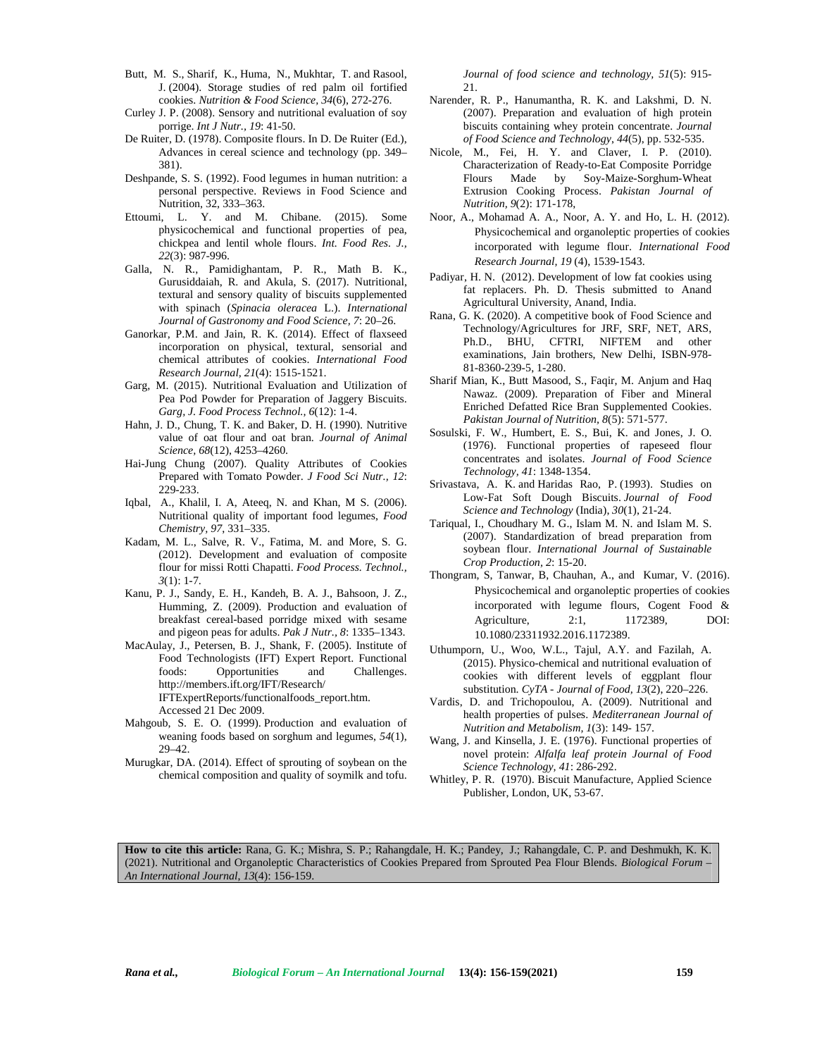Butt, M. S., Sharif, K., Huma, N., Mukhtar, T. and Rasool, J. (2004). Storage studies of red palm oil fortified cookies. *Nutrition & Food Science, 34*(6), 272-276.

Curley J. P. (2008). Sensory and nutritional evaluation of soy porrige. *Int J Nutr., 19*: 41-50.

De Ruiter, D. (1978). Composite flours. In D. De Ruiter (Ed.), Advances in cereal science and technology (pp. 349–381).

Deshpande, S. S. (1992). Food legumes in human nutrition: a personal perspective. Reviews in Food Science and Nutrition, 32, 333–363.

Ettoumi, L. Y. and M. Chibane. (2015). Some physicochemical and functional properties of pea, chickpea and lentil whole flours. *Int. Food Res. J., 22*(3): 987-996.

Galla, N. R., Pamidighantam, P. R., Math B. K., Gurusiddaiah, R. and Akula, S. (2017). Nutritional, textural and sensory quality of biscuits supplemented with spinach (*Spinacia oleracea* L.). *International Journal of Gastronomy and Food Science, 7*: 20–26.

Ganorkar, P.M. and Jain, R. K. (2014). Effect of flaxseed incorporation on physical, textural, sensorial and chemical attributes of cookies. *International Food Research Journal, 21*(4): 1515-1521.

Garg, M. (2015). Nutritional Evaluation and Utilization of Pea Pod Powder for Preparation of Jaggery Biscuits. *Garg, J. Food Process Technol., 6*(12): 1-4.

Hahn, J. D., Chung, T. K. and Baker, D. H. (1990). Nutritive value of oat flour and oat bran. *Journal of Animal Science, 68*(12), 4253–4260.

Hai-Jung Chung (2007). Quality Attributes of Cookies Prepared with Tomato Powder. *J Food Sci Nutr., 12*: 229-233.

Iqbal, A., Khalil, I. A, Ateeq, N. and Khan, M S. (2006). Nutritional quality of important food legumes, *Food Chemistry, 97*, 331–335.

Kadam, M. L., Salve, R. V., Fatima, M. and More, S. G. (2012). Development and evaluation of composite flour for missi Rotti Chapatti. *Food Process. Technol., 3*(1): 1-7.

Kanu, P. J., Sandy, E. H., Kandeh, B. A. J., Bahsoon, J. Z., Humming, Z. (2009). Production and evaluation of breakfast cereal-based porridge mixed with sesame and pigeon peas for adults. *Pak J Nutr., 8*: 1335–1343.

MacAulay, J., Petersen, B. J., Shank, F. (2005). Institute of Food Technologists (IFT) Expert Report. Functional foods: Opportunities and Challenges. http://members.ift.org/IFT/Research/IFTExpertReports/functionalfoods_report.htm. Accessed 21 Dec 2009.

Mahgoub, S. E. O. (1999). Production and evaluation of weaning foods based on sorghum and legumes, *54*(1), 29–42.

Murugkar, DA. (2014). Effect of sprouting of soybean on the chemical composition and quality of soymilk and tofu. *Journal of food science and technology, 51*(5): 915-21.

Narender, R. P., Hanumantha, R. K. and Lakshmi, D. N. (2007). Preparation and evaluation of high protein biscuits containing whey protein concentrate. *Journal of Food Science and Technology, 44*(5), pp. 532-535.

Nicole, M., Fei, H. Y. and Claver, I. P. (2010). Characterization of Ready-to-Eat Composite Porridge Flours Made by Soy-Maize-Sorghum-Wheat Extrusion Cooking Process. *Pakistan Journal of Nutrition, 9*(2): 171-178,

Noor, A., Mohamad A. A., Noor, A. Y. and Ho, L. H. (2012). Physicochemical and organoleptic properties of cookies incorporated with legume flour. *International Food Research Journal, 19* (4), 1539-1543.

Padiyar, H. N. (2012). Development of low fat cookies using fat replacers. Ph. D. Thesis submitted to Anand Agricultural University, Anand, India.

Rana, G. K. (2020). A competitive book of Food Science and Technology/Agricultures for JRF, SRF, NET, ARS, Ph.D., BHU, CFTRI, NIFTEM and other examinations, Jain brothers, New Delhi, ISBN-978-81-8360-239-5, 1-280.

Sharif Mian, K., Butt Masood, S., Faqir, M. Anjum and Haq Nawaz. (2009). Preparation of Fiber and Mineral Enriched Defatted Rice Bran Supplemented Cookies. *Pakistan Journal of Nutrition, 8*(5): 571-577.

Sosulski, F. W., Humbert, E. S., Bui, K. and Jones, J. O. (1976). Functional properties of rapeseed flour concentrates and isolates. *Journal of Food Science Technology, 41*: 1348-1354.

Srivastava, A. K. and Haridas Rao, P. (1993). Studies on Low-Fat Soft Dough Biscuits. *Journal of Food Science and Technology* (India), *30*(1), 21-24.

Tariqual, I., Choudhary M. G., Islam M. N. and Islam M. S. (2007). Standardization of bread preparation from soybean flour. *International Journal of Sustainable Crop Production, 2*: 15-20.

Thongram, S, Tanwar, B, Chauhan, A., and Kumar, V. (2016). Physicochemical and organoleptic properties of cookies incorporated with legume flours, Cogent Food & Agriculture, 2:1, 1172389, DOI: 10.1080/23311932.2016.1172389.

Uthumporn, U., Woo, W.L., Tajul, A.Y. and Fazilah, A. (2015). Physico-chemical and nutritional evaluation of cookies with different levels of eggplant flour substitution. *CyTA - Journal of Food, 13*(2), 220–226.

Vardis, D. and Trichopoulou, A. (2009). Nutritional and health properties of pulses. *Mediterranean Journal of Nutrition and Metabolism, 1*(3): 149- 157.

Wang, J. and Kinsella, J. E. (1976). Functional properties of novel protein: *Alfalfa leaf protein Journal of Food Science Technology, 41*: 286-292.

Whitley, P. R. (1970). Biscuit Manufacture, Applied Science Publisher, London, UK, 53-67.

**How to cite this article:** Rana, G. K.; Mishra, S. P.; Rahangdale, H. K.; Pandey, J.; Rahangdale, C. P. and Deshmukh, K. K. (2021). Nutritional and Organoleptic Characteristics of Cookies Prepared from Sprouted Pea Flour Blends. *Biological Forum – An International Journal, 13*(4): 156-159.